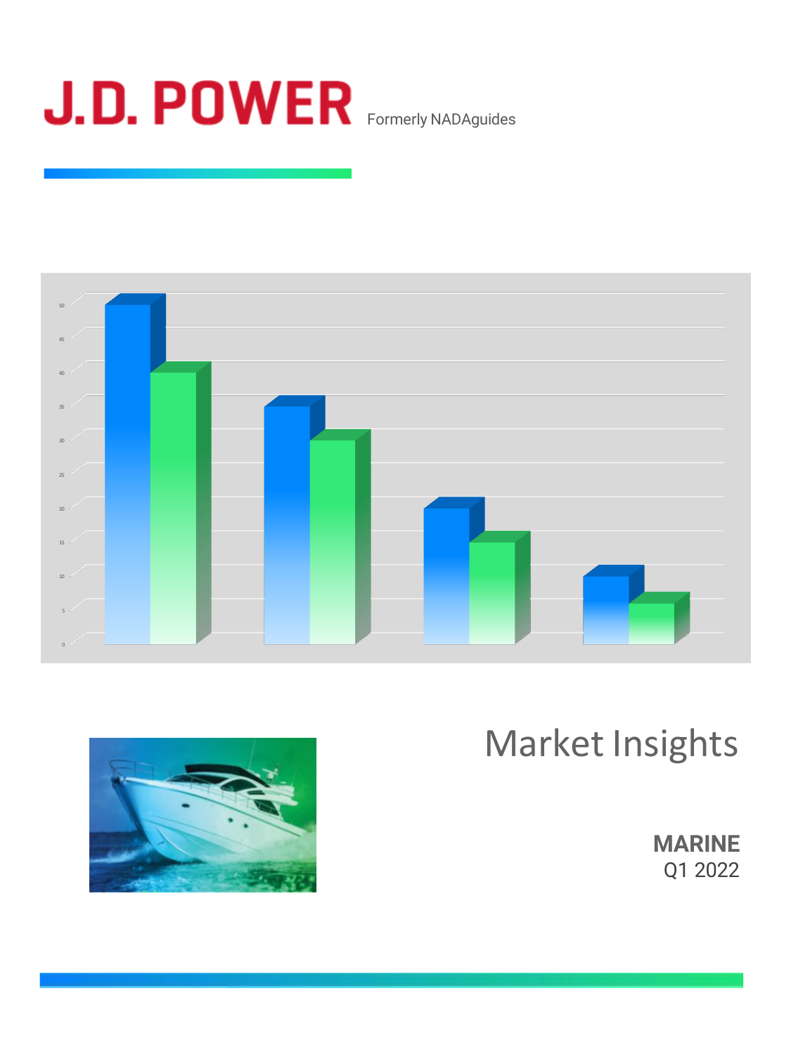# J.D. POWER

Formerly NADAguides

# Market Insights

**MARINE**

Q1 2022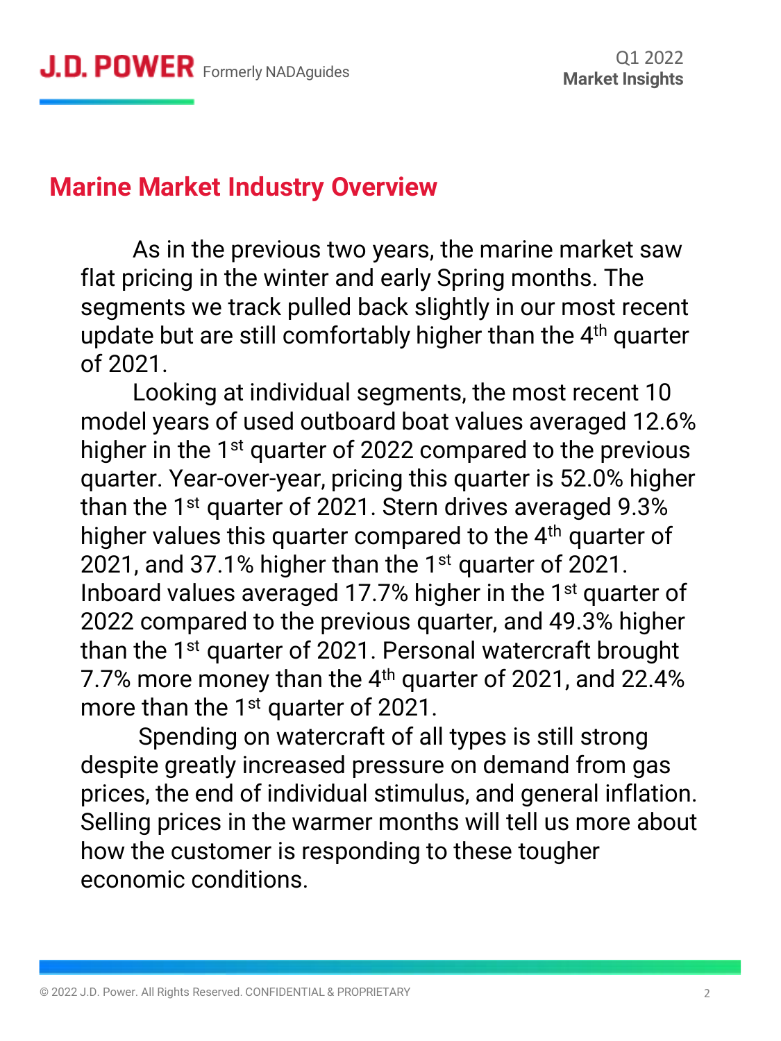## Marine Market Industry Overview

As in the previous two years, the marine market saw flat pricing in the winter and early Spring months. The segments we track pulled back slightly in our most recent update but are still comfortably higher than the 4th quarter of 2021.

Looking at individual segments, the most recent 10 model years of used outboard boat values averaged 12.6% higher in the 1st quarter of 2022 compared to the previous quarter. Year-over-year, pricing this quarter is 52.0% higher than the 1st quarter of 2021. Stern drives averaged 9.3% higher values this quarter compared to the 4th quarter of 2021, and 37.1% higher than the 1st quarter of 2021. Inboard values averaged 17.7% higher in the 1st quarter of 2022 compared to the previous quarter, and 49.3% higher than the 1st quarter of 2021. Personal watercraft brought 7.7% more money than the 4th quarter of 2021, and 22.4% more than the 1st quarter of 2021.

Spending on watercraft of all types is still strong despite greatly increased pressure on demand from gas prices, the end of individual stimulus, and general inflation. Selling prices in the warmer months will tell us more about how the customer is responding to these tougher economic conditions.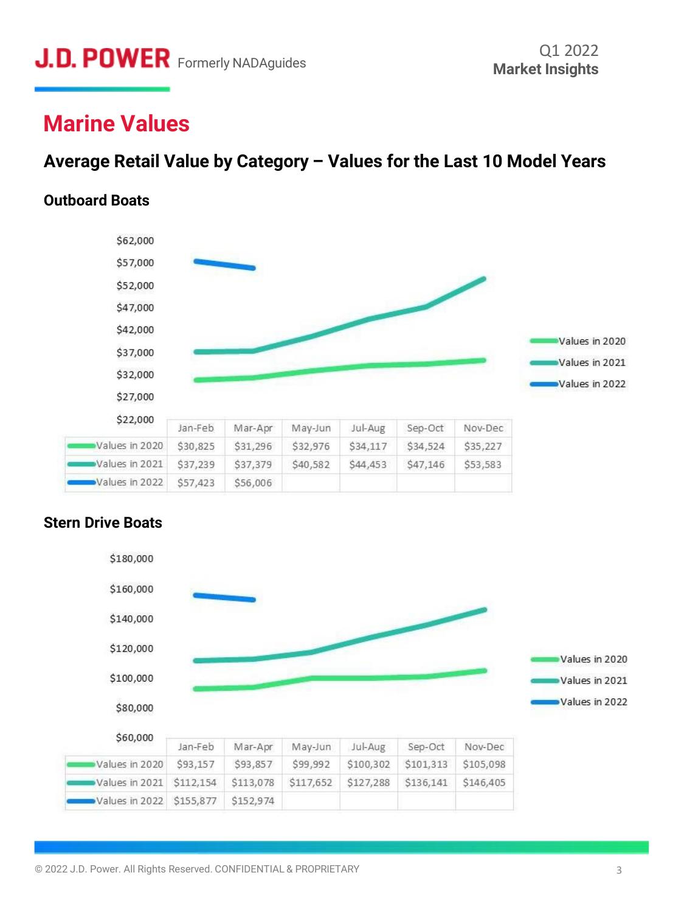# Marine Values

## Average Retail Value by Category – Values for the Last 10 Model Years

### Outboard Boats

| | Jan-Feb | Mar-Apr | May-Jun | Jul-Aug | Sep-Oct | Nov-Dec |
|---|---|---|---|---|---|---|
| Values in 2020 | $30,825 | $31,296 | $32,976 | $34,117 | $34,524 | $35,227 |
| Values in 2021 | $37,239 | $37,379 | $40,582 | $44,453 | $47,146 | $53,583 |
| Values in 2022 | $57,423 | $56,006 | | | | |

### Stern Drive Boats

| | Jan-Feb | Mar-Apr | May-Jun | Jul-Aug | Sep-Oct | Nov-Dec |
|---|---|---|---|---|---|---|
| Values in 2020 | $93,157 | $93,857 | $99,992 | $100,302 | $101,313 | $105,098 |
| Values in 2021 | $112,154 | $113,078 | $117,652 | $127,288 | $136,141 | $146,405 |
| Values in 2022 | $155,877 | $152,974 | | | | |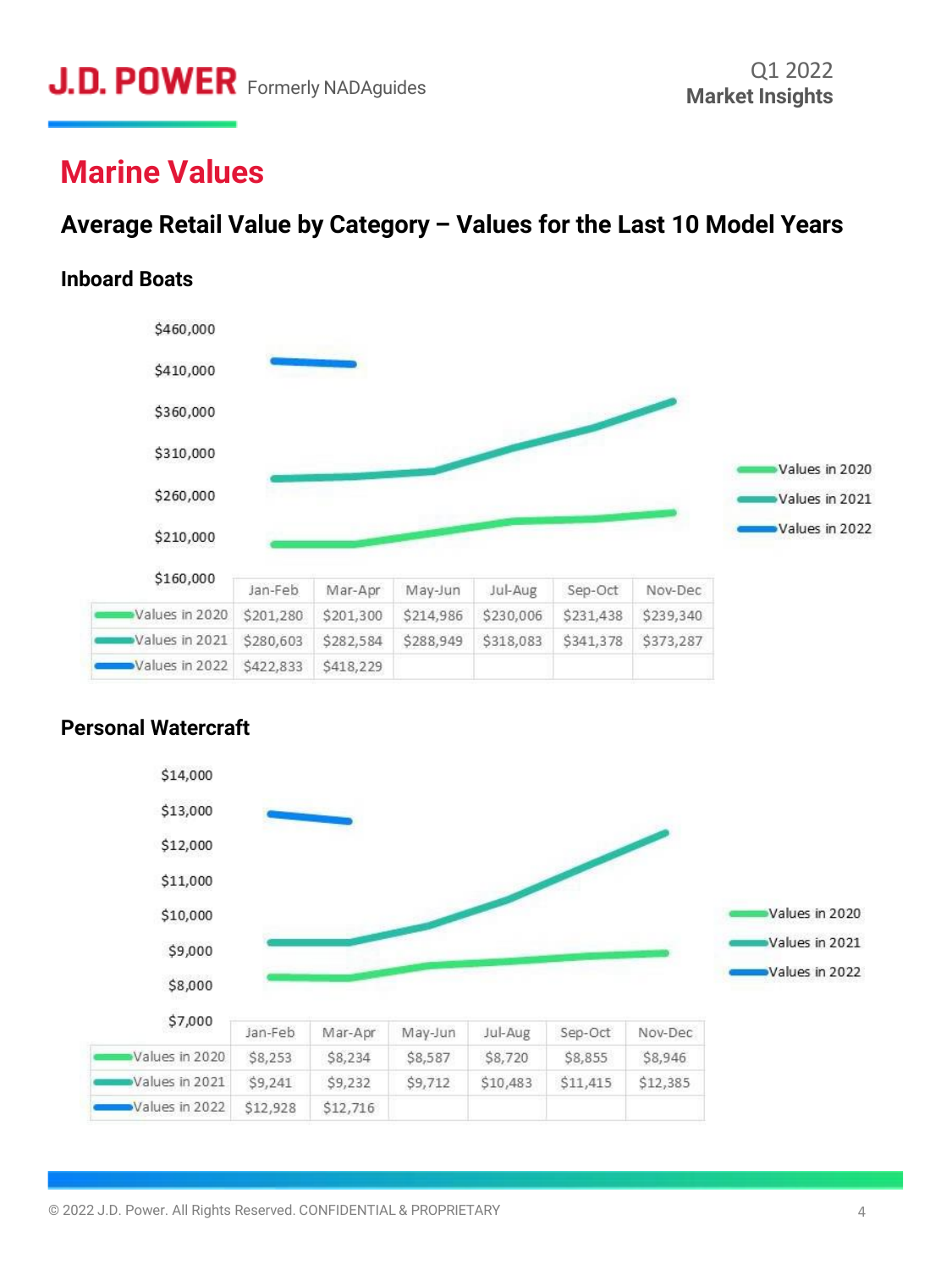# Marine Values

## Average Retail Value by Category – Values for the Last 10 Model Years

### Inboard Boats

| | Jan-Feb | Mar-Apr | May-Jun | Jul-Aug | Sep-Oct | Nov-Dec |
|---|---|---|---|---|---|---|
| Values in 2020 | $201,280 | $201,300 | $214,986 | $230,006 | $231,438 | $239,340 |
| Values in 2021 | $280,603 | $282,584 | $288,949 | $318,083 | $341,378 | $373,287 |
| Values in 2022 | $422,833 | $418,229 | | | | |

### Personal Watercraft

| | Jan-Feb | Mar-Apr | May-Jun | Jul-Aug | Sep-Oct | Nov-Dec |
|---|---|---|---|---|---|---|
| Values in 2020 | $8,253 | $8,234 | $8,587 | $8,720 | $8,855 | $8,946 |
| Values in 2021 | $9,241 | $9,232 | $9,712 | $10,483 | $11,415 | $12,385 |
| Values in 2022 | $12,928 | $12,716 | | | | |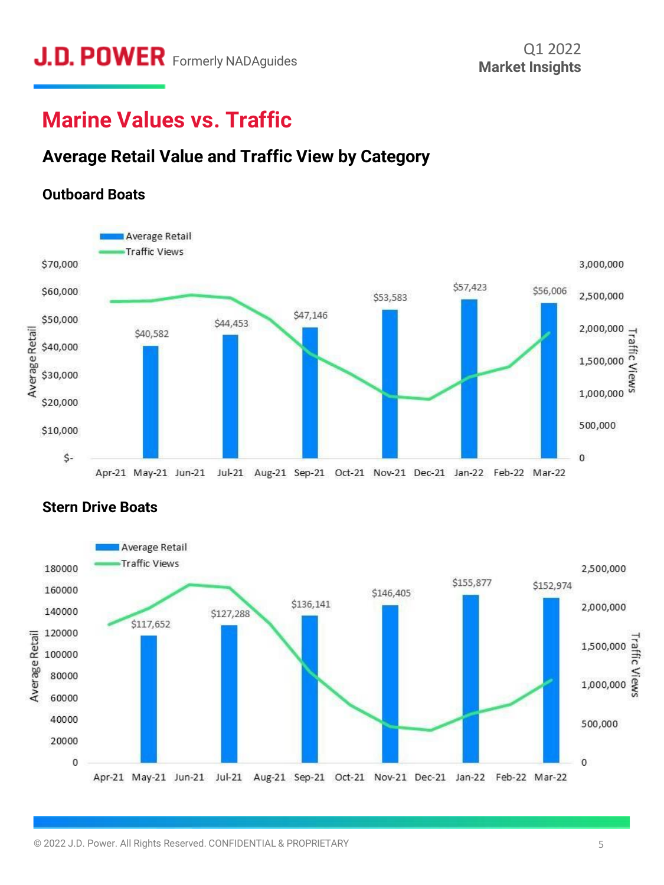# Marine Values vs. Traffic

## Average Retail Value and Traffic View by Category

### Outboard Boats

| Month | Average Retail |
|---|---|
| May-21 | $40,582 |
| Jul-21 | $44,453 |
| Sep-21 | $47,146 |
| Nov-21 | $53,583 |
| Jan-22 | $57,423 |
| Mar-22 | $56,006 |

### Stern Drive Boats

| Month | Average Retail |
|---|---|
| May-21 | $117,652 |
| Jul-21 | $127,288 |
| Sep-21 | $136,141 |
| Nov-21 | $146,405 |
| Jan-22 | $155,877 |
| Mar-22 | $152,974 |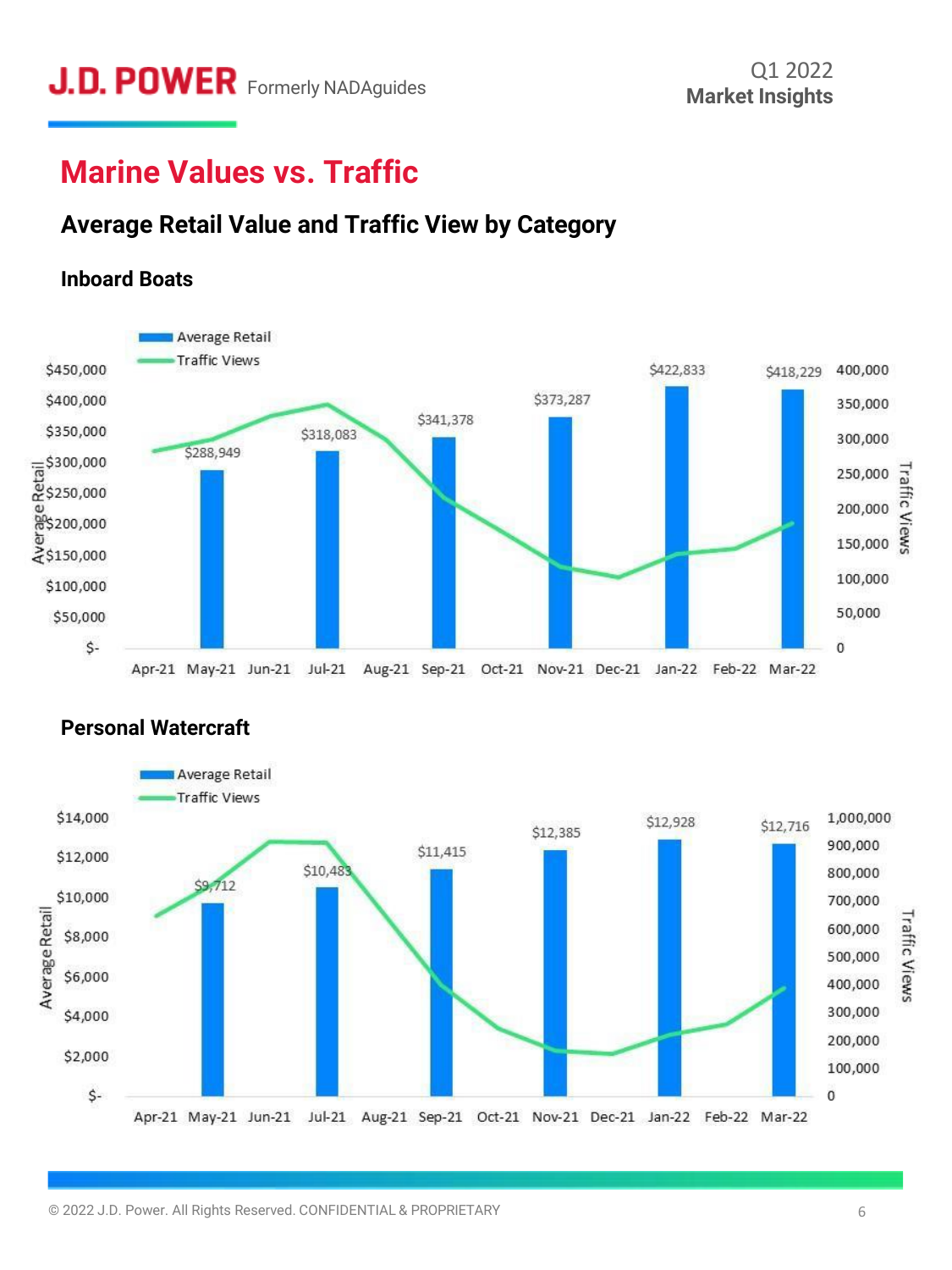# Marine Values vs. Traffic

## Average Retail Value and Traffic View by Category

### Inboard Boats

| Month | Average Retail |
|---|---|
| May-21 | $288,949 |
| Jul-21 | $318,083 |
| Sep-21 | $341,378 |
| Nov-21 | $373,287 |
| Jan-22 | $422,833 |
| Mar-22 | $418,229 |

### Personal Watercraft

| Month | Average Retail |
|---|---|
| May-21 | $9,712 |
| Jul-21 | $10,483 |
| Sep-21 | $11,415 |
| Nov-21 | $12,385 |
| Jan-22 | $12,928 |
| Mar-22 | $12,716 |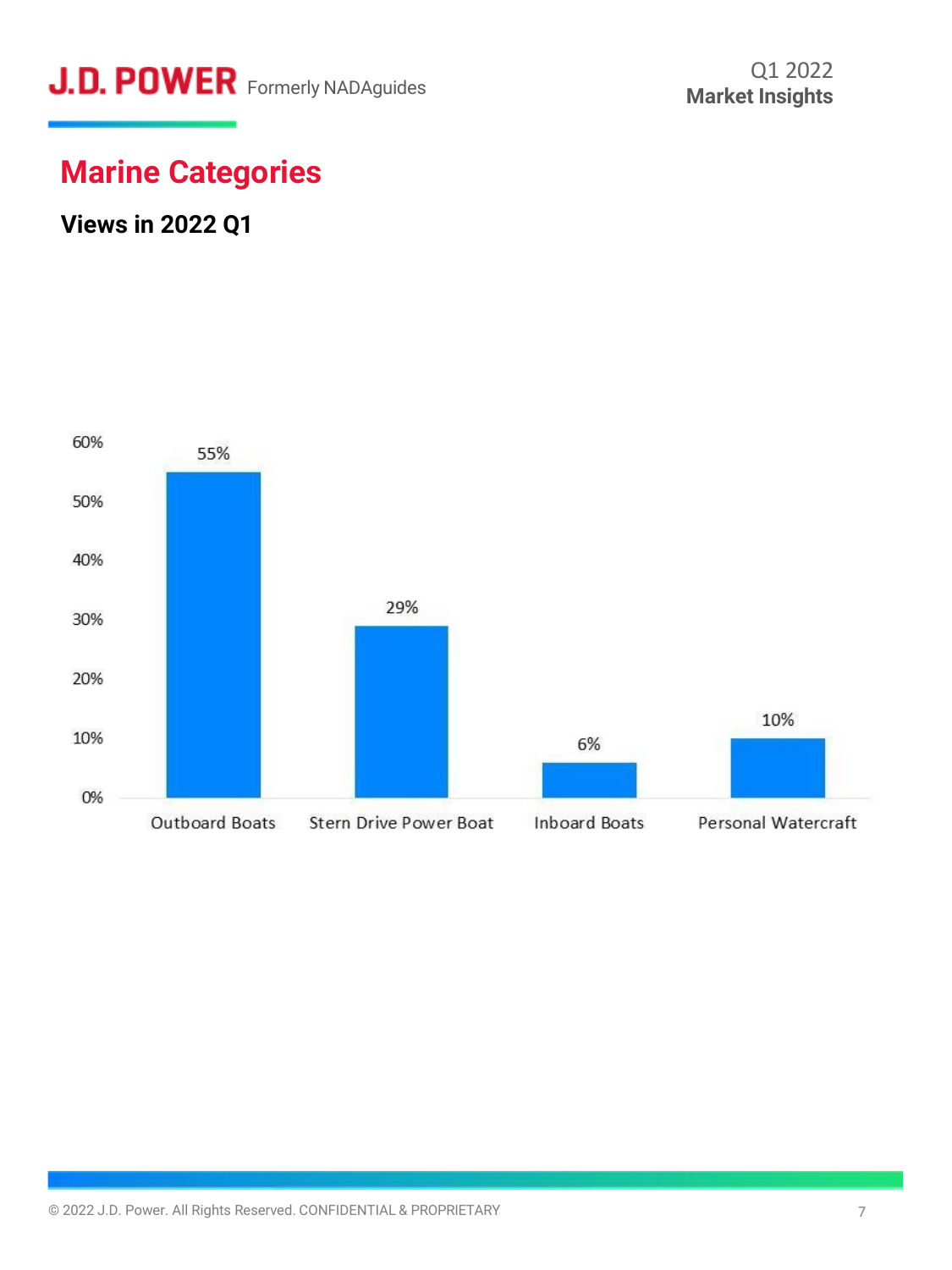# Marine Categories

## Views in 2022 Q1

| Category | Views |
|---|---|
| Outboard Boats | 55% |
| Stern Drive Power Boat | 29% |
| Inboard Boats | 6% |
| Personal Watercraft | 10% |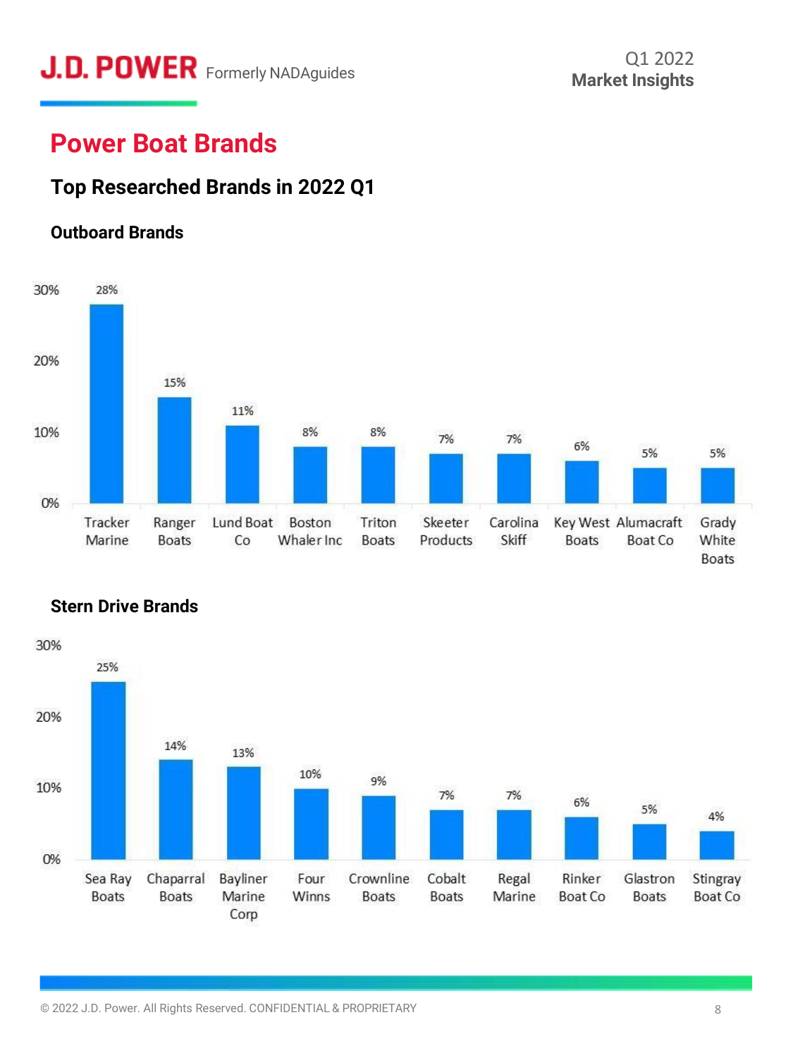# Power Boat Brands

## Top Researched Brands in 2022 Q1

### Outboard Brands

| Brand | Share |
|---|---|
| Tracker Marine | 28% |
| Ranger Boats | 15% |
| Lund Boat Co | 11% |
| Boston Whaler Inc | 8% |
| Triton Boats | 8% |
| Skeeter Products | 7% |
| Carolina Skiff | 7% |
| Key West Boats | 6% |
| Alumacraft Boat Co | 5% |
| Grady White Boats | 5% |

### Stern Drive Brands

| Brand | Share |
|---|---|
| Sea Ray Boats | 25% |
| Chaparral Boats | 14% |
| Bayliner Marine Corp | 13% |
| Four Winns | 10% |
| Crownline Boats | 9% |
| Cobalt Boats | 7% |
| Regal Marine | 7% |
| Rinker Boat Co | 6% |
| Glastron Boats | 5% |
| Stingray Boat Co | 4% |

© 2022 J.D. Power. All Rights Reserved. CONFIDENTIAL & PROPRIETARY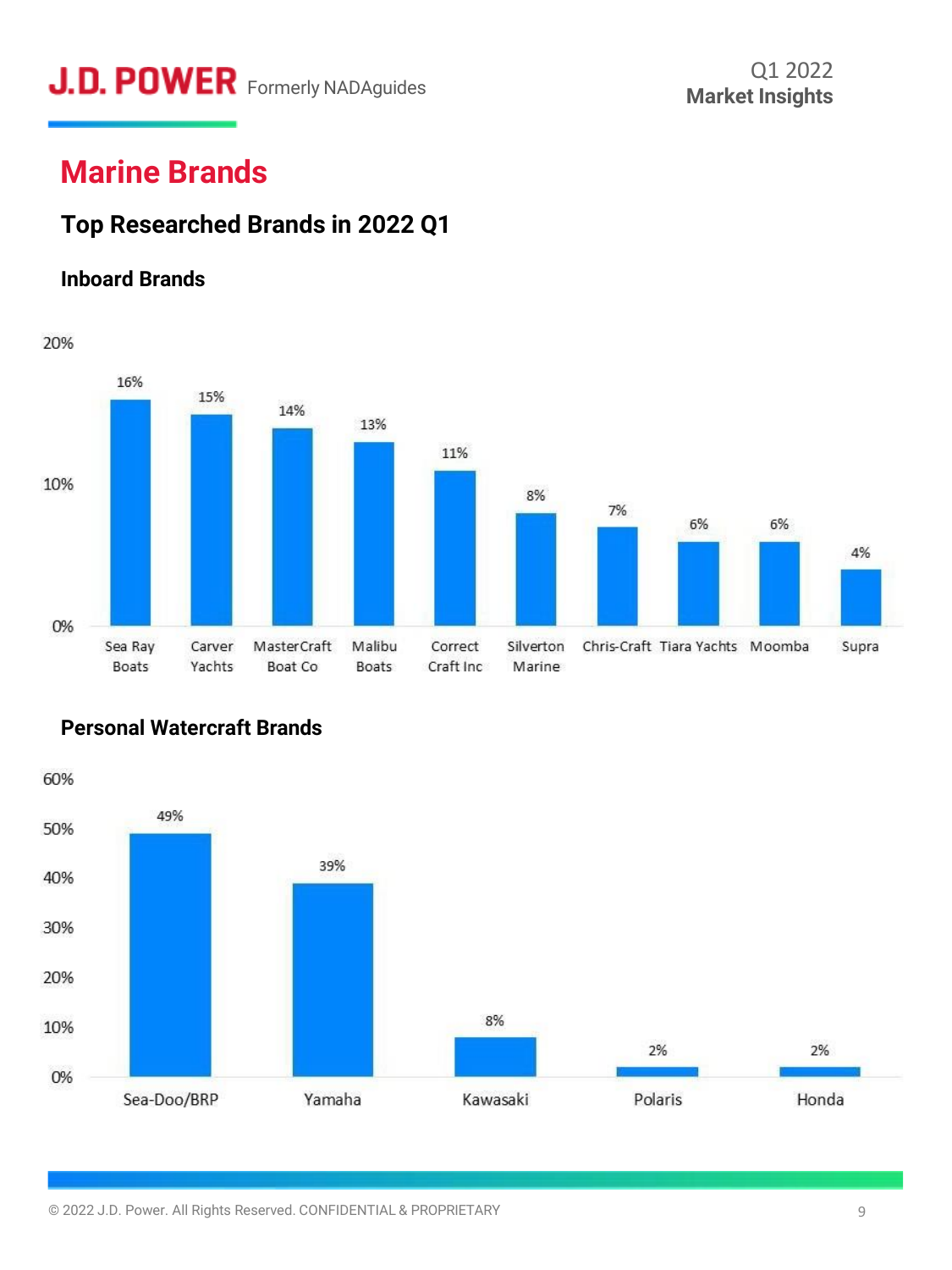# Marine Brands

## Top Researched Brands in 2022 Q1

### Inboard Brands

| Brand | Share |
| --- | --- |
| Sea Ray Boats | 16% |
| Carver Yachts | 15% |
| MasterCraft Boat Co | 14% |
| Malibu Boats | 13% |
| Correct Craft Inc | 11% |
| Silverton Marine | 8% |
| Chris-Craft | 7% |
| Tiara Yachts | 6% |
| Moomba | 6% |
| Supra | 4% |

### Personal Watercraft Brands

| Brand | Share |
| --- | --- |
| Sea-Doo/BRP | 49% |
| Yamaha | 39% |
| Kawasaki | 8% |
| Polaris | 2% |
| Honda | 2% |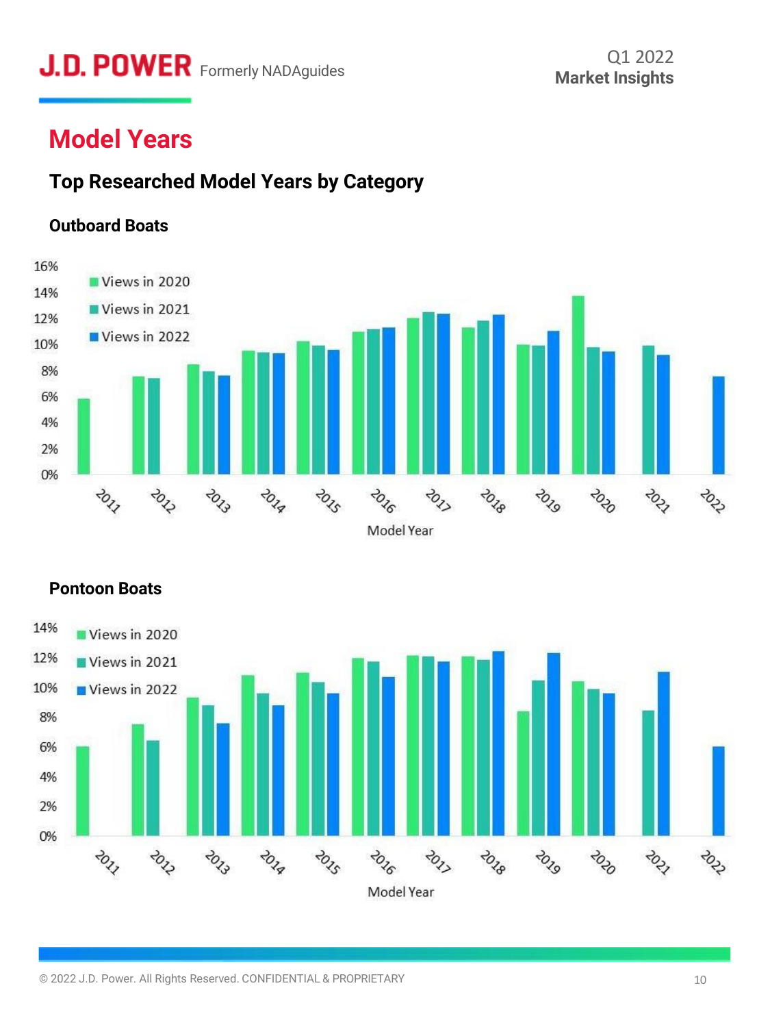# Model Years

## Top Researched Model Years by Category

### Outboard Boats

16%
14%
12%
10%
8%
6%
4%
2%
0%

Views in 2020
Views in 2021
Views in 2022

2011 2012 2013 2014 2015 2016 2017 2018 2019 2020 2021 2022

Model Year

### Pontoon Boats

14%
12%
10%
8%
6%
4%
2%
0%

Views in 2020
Views in 2021
Views in 2022

2011 2012 2013 2014 2015 2016 2017 2018 2019 2020 2021 2022

Model Year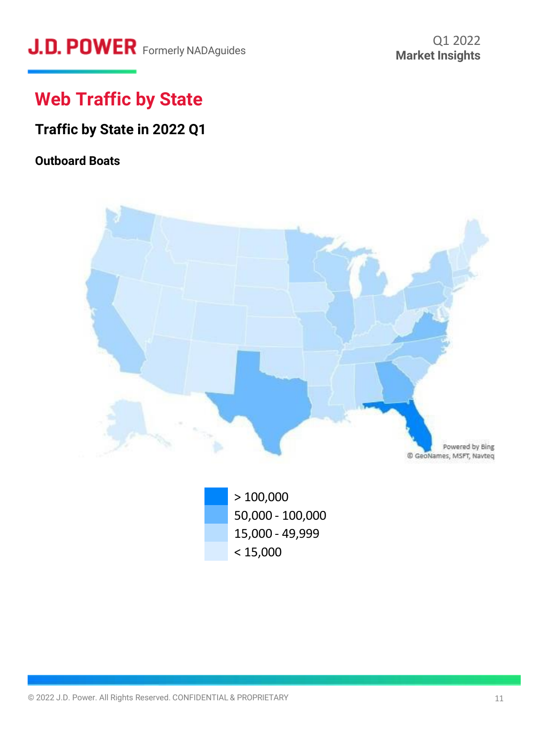# Web Traffic by State

## Traffic by State in 2022 Q1

### Outboard Boats

Powered by Bing
© GeoNames, MSFT, Navteq

- > 100,000
- 50,000 - 100,000
- 15,000 - 49,999
- < 15,000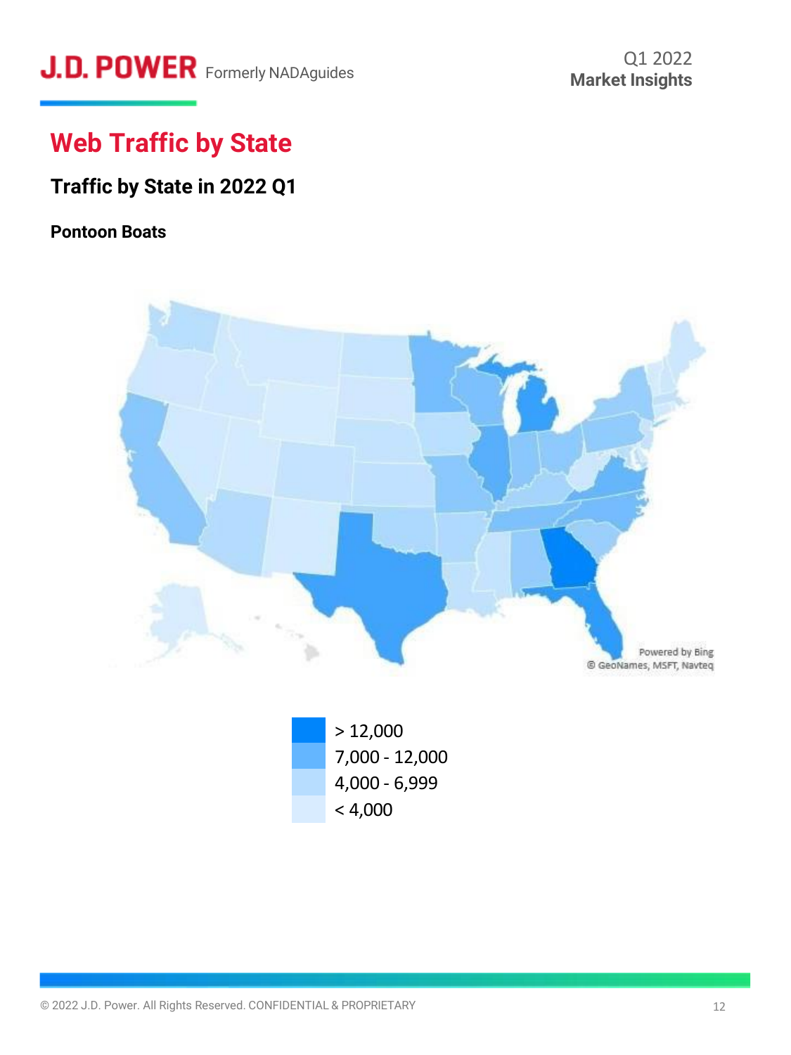# Web Traffic by State

## Traffic by State in 2022 Q1

### Pontoon Boats

Powered by Bing
© GeoNames, MSFT, Navteq

- > 12,000
- 7,000 - 12,000
- 4,000 - 6,999
- < 4,000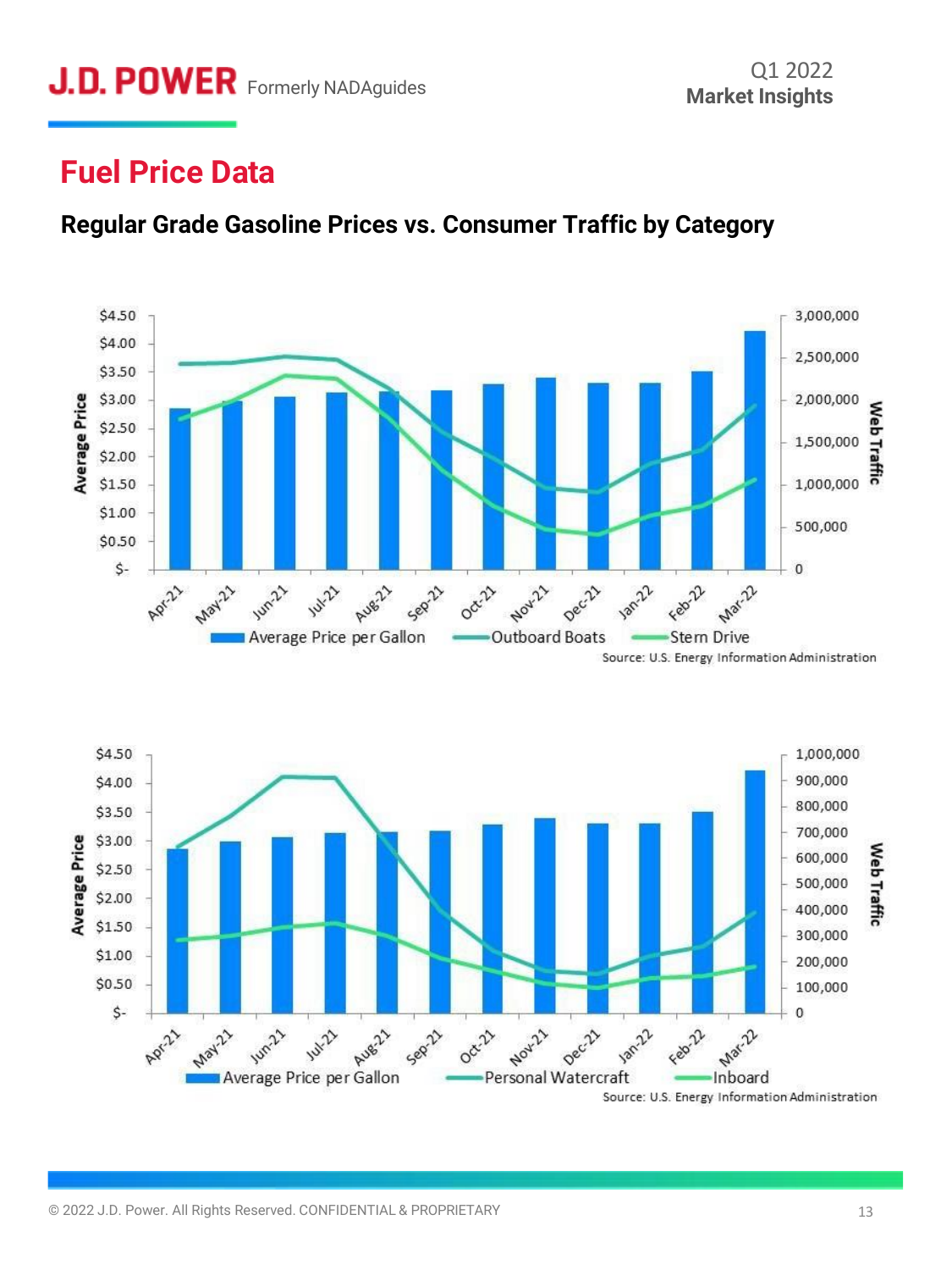# Fuel Price Data

## Regular Grade Gasoline Prices vs. Consumer Traffic by Category

Average Price | Web Traffic

Apr-21, May-21, Jun-21, Jul-21, Aug-21, Sep-21, Oct-21, Nov-21, Dec-21, Jan-22, Feb-22, Mar-22

Average Price per Gallon | Outboard Boats | Stern Drive

Source: U.S. Energy Information Administration

Average Price | Web Traffic

Apr-21, May-21, Jun-21, Jul-21, Aug-21, Sep-21, Oct-21, Nov-21, Dec-21, Jan-22, Feb-22, Mar-22

Average Price per Gallon | Personal Watercraft | Inboard

Source: U.S. Energy Information Administration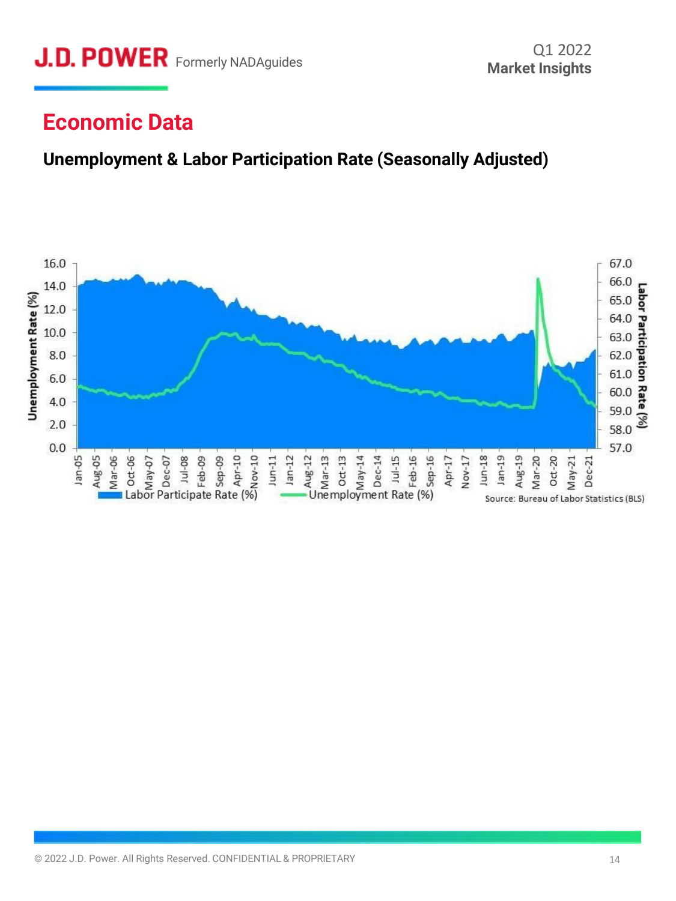## Economic Data

### Unemployment & Labor Participation Rate (Seasonally Adjusted)

Labor Participate Rate (%) — Unemployment Rate (%)

Source: Bureau of Labor Statistics (BLS)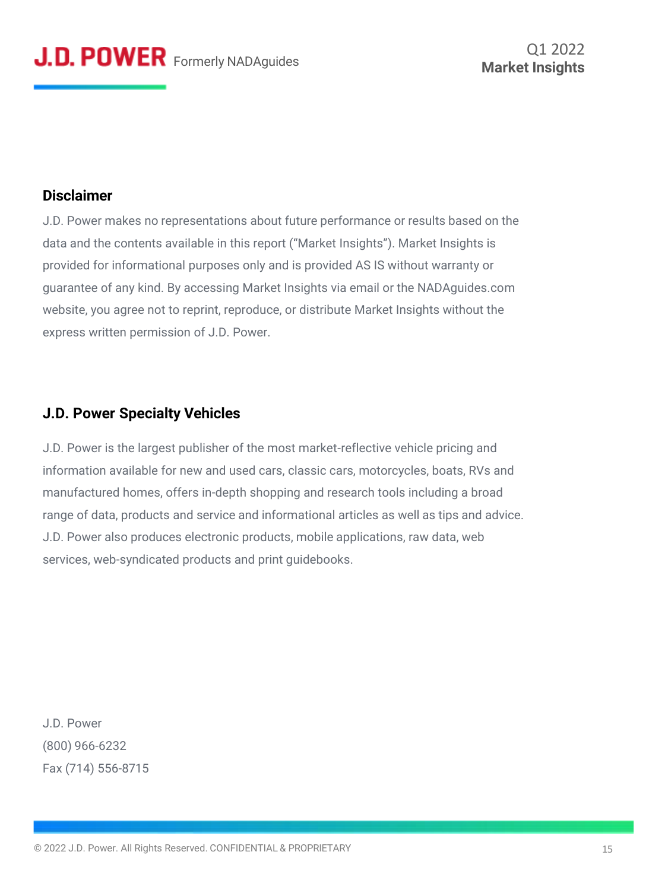## Disclaimer

J.D. Power makes no representations about future performance or results based on the data and the contents available in this report ("Market Insights"). Market Insights is provided for informational purposes only and is provided AS IS without warranty or guarantee of any kind. By accessing Market Insights via email or the NADAguides.com website, you agree not to reprint, reproduce, or distribute Market Insights without the express written permission of J.D. Power.

## J.D. Power Specialty Vehicles

J.D. Power is the largest publisher of the most market-reflective vehicle pricing and information available for new and used cars, classic cars, motorcycles, boats, RVs and manufactured homes, offers in-depth shopping and research tools including a broad range of data, products and service and informational articles as well as tips and advice. J.D. Power also produces electronic products, mobile applications, raw data, web services, web-syndicated products and print guidebooks.

J.D. Power
(800) 966-6232
Fax (714) 556-8715